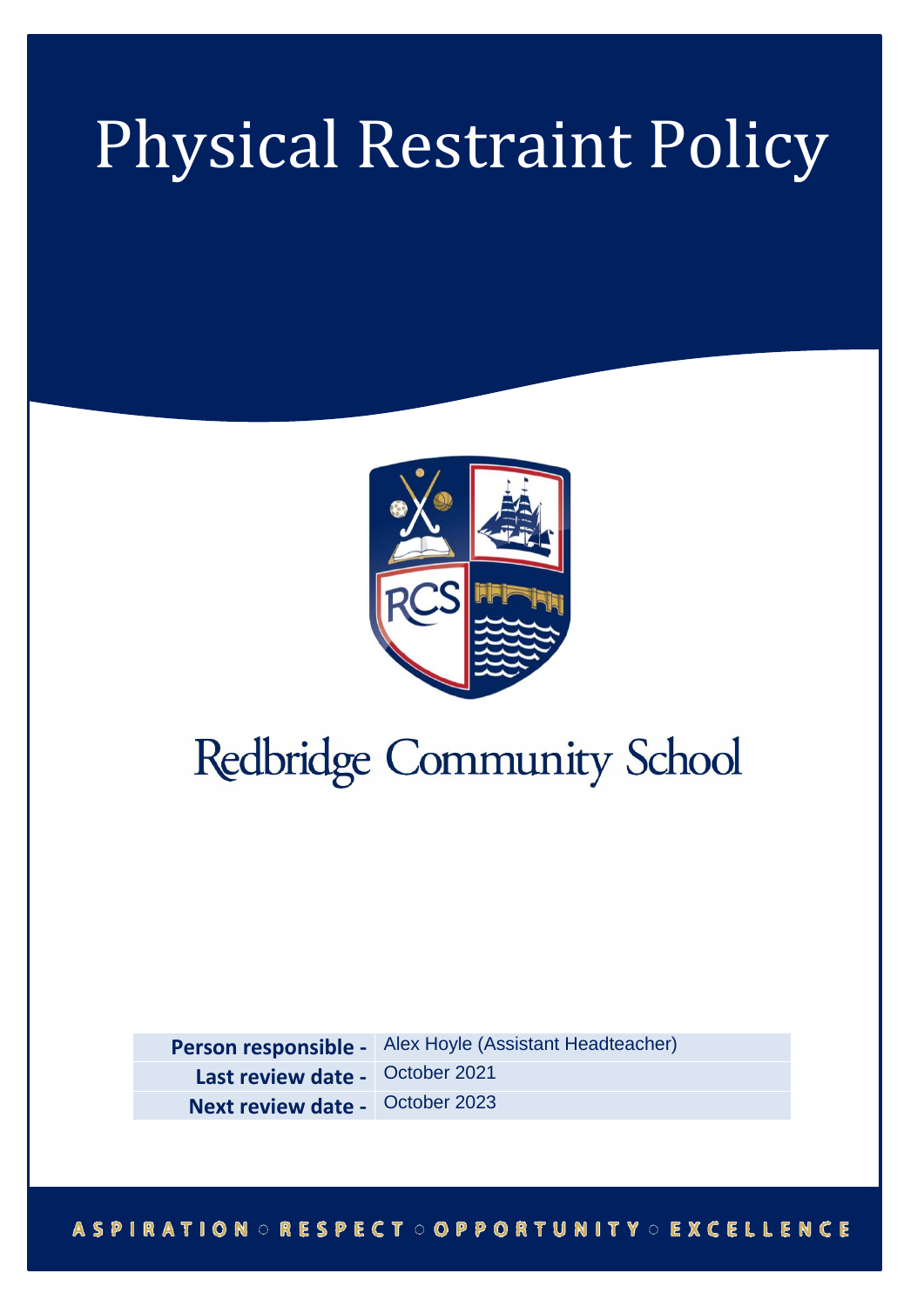# Physical Restraint Policy

Redbridge Community School

| | |
|---|---|
| **Person responsible -** | Alex Hoyle (Assistant Headteacher) |
| **Last review date -** | October 2021 |
| **Next review date -** | October 2023 |

ASPIRATION ○ RESPECT ○ OPPORTUNITY ○ EXCELLENCE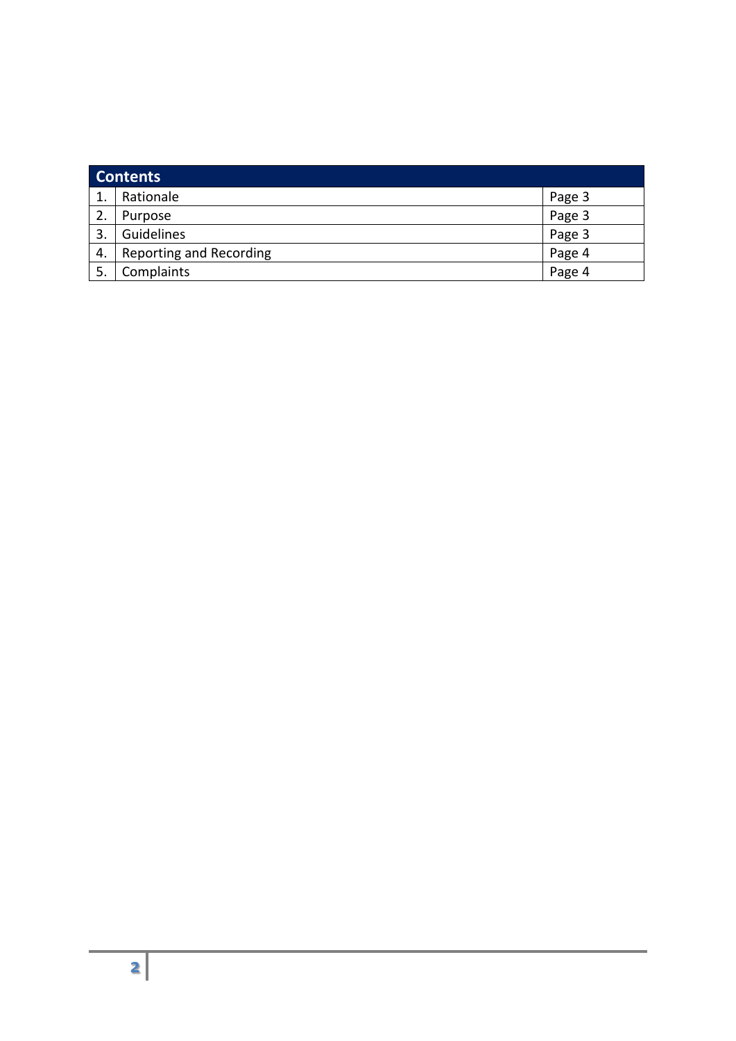| Contents | | |
|---|---|---|
| 1. | Rationale | Page 3 |
| 2. | Purpose | Page 3 |
| 3. | Guidelines | Page 3 |
| 4. | Reporting and Recording | Page 4 |
| 5. | Complaints | Page 4 |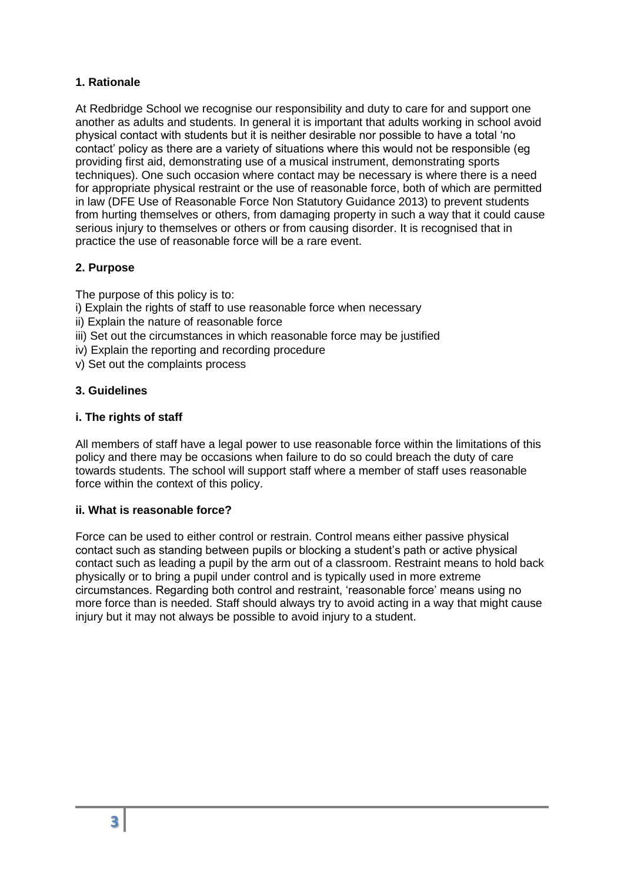## 1. Rationale

At Redbridge School we recognise our responsibility and duty to care for and support one another as adults and students. In general it is important that adults working in school avoid physical contact with students but it is neither desirable nor possible to have a total 'no contact' policy as there are a variety of situations where this would not be responsible (eg providing first aid, demonstrating use of a musical instrument, demonstrating sports techniques). One such occasion where contact may be necessary is where there is a need for appropriate physical restraint or the use of reasonable force, both of which are permitted in law (DFE Use of Reasonable Force Non Statutory Guidance 2013) to prevent students from hurting themselves or others, from damaging property in such a way that it could cause serious injury to themselves or others or from causing disorder. It is recognised that in practice the use of reasonable force will be a rare event.

## 2. Purpose

The purpose of this policy is to:

i) Explain the rights of staff to use reasonable force when necessary
ii) Explain the nature of reasonable force
iii) Set out the circumstances in which reasonable force may be justified
iv) Explain the reporting and recording procedure
v) Set out the complaints process

## 3. Guidelines

### i. The rights of staff

All members of staff have a legal power to use reasonable force within the limitations of this policy and there may be occasions when failure to do so could breach the duty of care towards students. The school will support staff where a member of staff uses reasonable force within the context of this policy.

### ii. What is reasonable force?

Force can be used to either control or restrain. Control means either passive physical contact such as standing between pupils or blocking a student's path or active physical contact such as leading a pupil by the arm out of a classroom. Restraint means to hold back physically or to bring a pupil under control and is typically used in more extreme circumstances. Regarding both control and restraint, 'reasonable force' means using no more force than is needed. Staff should always try to avoid acting in a way that might cause injury but it may not always be possible to avoid injury to a student.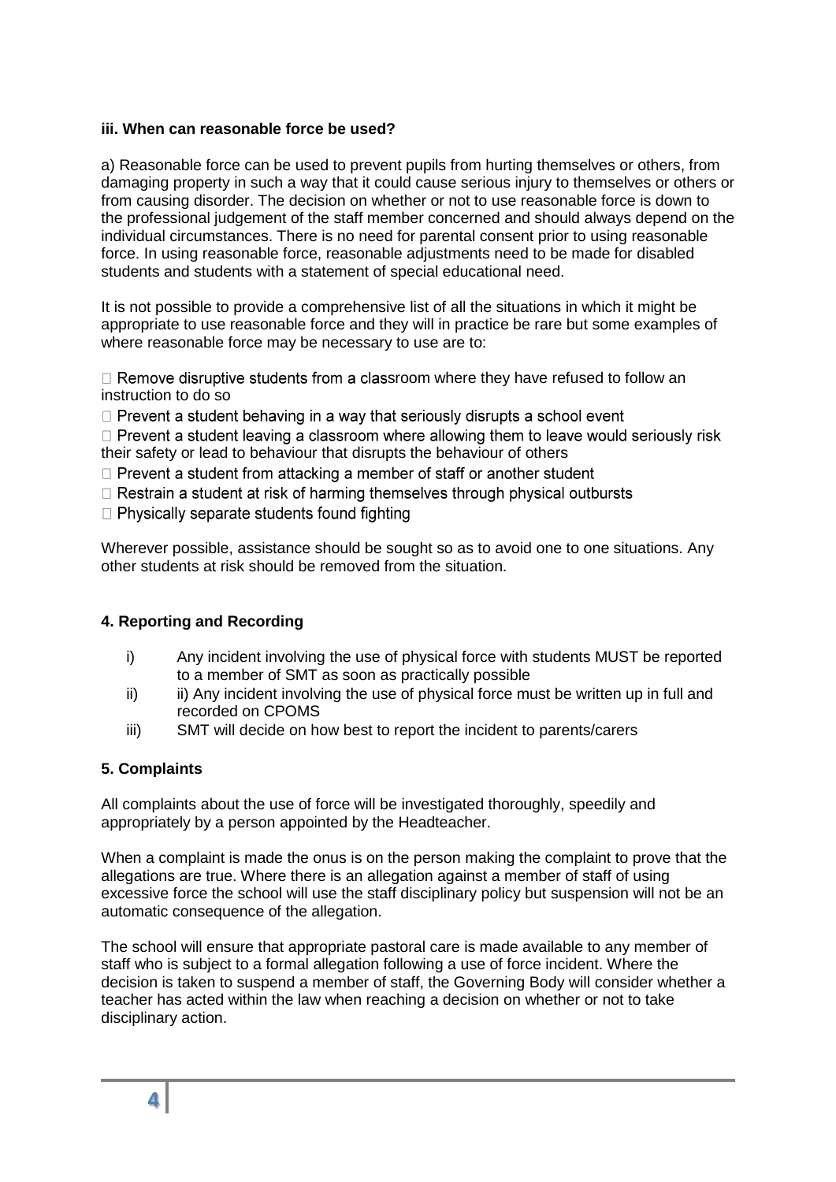**iii. When can reasonable force be used?**

a) Reasonable force can be used to prevent pupils from hurting themselves or others, from damaging property in such a way that it could cause serious injury to themselves or others or from causing disorder. The decision on whether or not to use reasonable force is down to the professional judgement of the staff member concerned and should always depend on the individual circumstances. There is no need for parental consent prior to using reasonable force. In using reasonable force, reasonable adjustments need to be made for disabled students and students with a statement of special educational need.

It is not possible to provide a comprehensive list of all the situations in which it might be appropriate to use reasonable force and they will in practice be rare but some examples of where reasonable force may be necessary to use are to:

-  Remove disruptive students from a classroom where they have refused to follow an instruction to do so
-  Prevent a student behaving in a way that seriously disrupts a school event
-  Prevent a student leaving a classroom where allowing them to leave would seriously risk their safety or lead to behaviour that disrupts the behaviour of others
-  Prevent a student from attacking a member of staff or another student
-  Restrain a student at risk of harming themselves through physical outbursts
-  Physically separate students found fighting

Wherever possible, assistance should be sought so as to avoid one to one situations. Any other students at risk should be removed from the situation.

**4. Reporting and Recording**

i) Any incident involving the use of physical force with students MUST be reported to a member of SMT as soon as practically possible

ii) ii) Any incident involving the use of physical force must be written up in full and recorded on CPOMS

iii) SMT will decide on how best to report the incident to parents/carers

**5. Complaints**

All complaints about the use of force will be investigated thoroughly, speedily and appropriately by a person appointed by the Headteacher.

When a complaint is made the onus is on the person making the complaint to prove that the allegations are true. Where there is an allegation against a member of staff of using excessive force the school will use the staff disciplinary policy but suspension will not be an automatic consequence of the allegation.

The school will ensure that appropriate pastoral care is made available to any member of staff who is subject to a formal allegation following a use of force incident. Where the decision is taken to suspend a member of staff, the Governing Body will consider whether a teacher has acted within the law when reaching a decision on whether or not to take disciplinary action.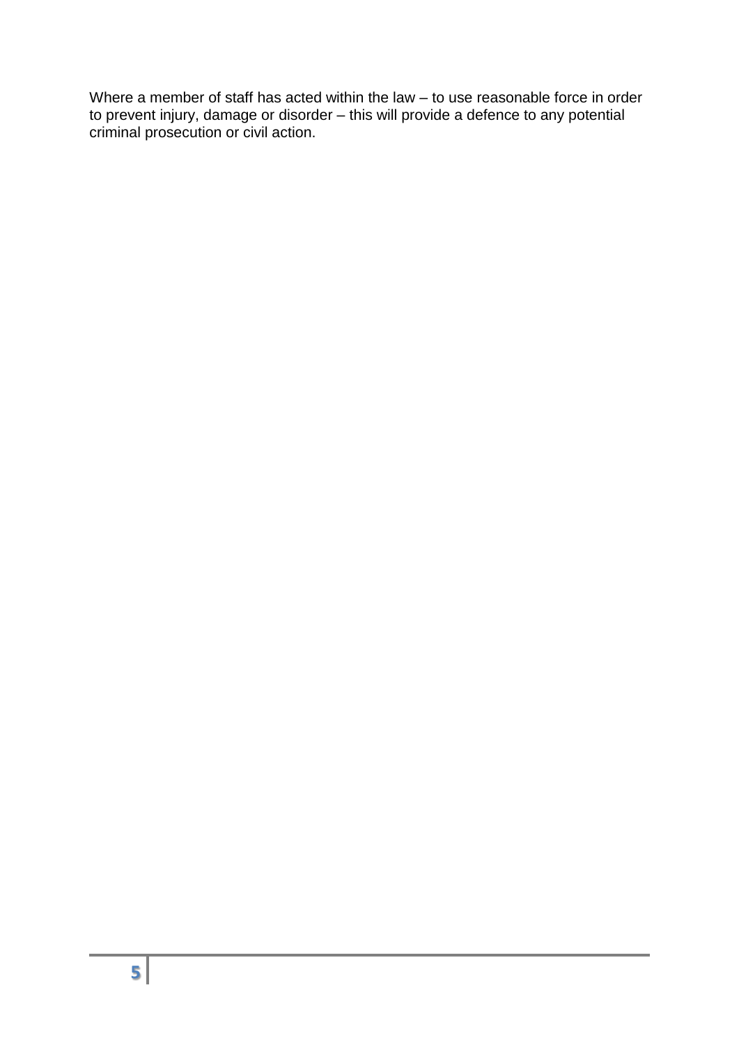Where a member of staff has acted within the law – to use reasonable force in order to prevent injury, damage or disorder – this will provide a defence to any potential criminal prosecution or civil action.